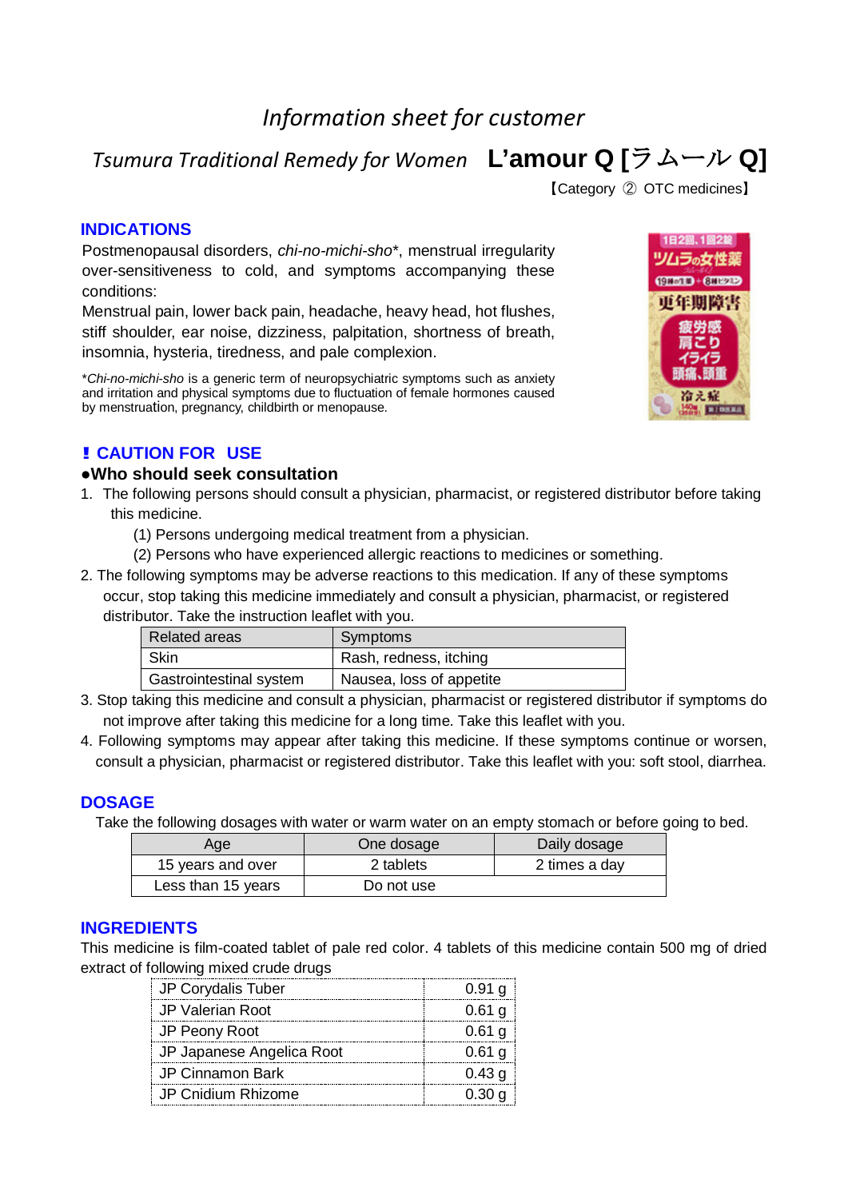# *Information sheet for customer*

## *Tsumura Traditional Remedy for Women* **L'amour Q [ラムール Q]**

【Category ② OTC medicines】

### INDICATIONS

Postmenopausal disorders, *chi-no-michi-sho*\*, menstrual irregularity over-sensitiveness to cold, and symptoms accompanying these conditions:
Menstrual pain, lower back pain, headache, heavy head, hot flushes, stiff shoulder, ear noise, dizziness, palpitation, shortness of breath, insomnia, hysteria, tiredness, and pale complexion.

\**Chi-no-michi-sho* is a generic term of neuropsychiatric symptoms such as anxiety and irritation and physical symptoms due to fluctuation of female hormones caused by menstruation, pregnancy, childbirth or menopause.

### ❗ CAUTION FOR USE

**●Who should seek consultation**

1. The following persons should consult a physician, pharmacist, or registered distributor before taking this medicine.
   (1) Persons undergoing medical treatment from a physician.
   (2) Persons who have experienced allergic reactions to medicines or something.
2. The following symptoms may be adverse reactions to this medication. If any of these symptoms occur, stop taking this medicine immediately and consult a physician, pharmacist, or registered distributor. Take the instruction leaflet with you.

| Related areas | Symptoms |
|---|---|
| Skin | Rash, redness, itching |
| Gastrointestinal system | Nausea, loss of appetite |

3. Stop taking this medicine and consult a physician, pharmacist or registered distributor if symptoms do not improve after taking this medicine for a long time. Take this leaflet with you.
4. Following symptoms may appear after taking this medicine. If these symptoms continue or worsen, consult a physician, pharmacist or registered distributor. Take this leaflet with you: soft stool, diarrhea.

### DOSAGE

Take the following dosages with water or warm water on an empty stomach or before going to bed.

| Age | One dosage | Daily dosage |
|---|---|---|
| 15 years and over | 2 tablets | 2 times a day |
| Less than 15 years | Do not use | |

### INGREDIENTS

This medicine is film-coated tablet of pale red color. 4 tablets of this medicine contain 500 mg of dried extract of following mixed crude drugs

| | |
|---|---|
| JP Corydalis Tuber | 0.91 g |
| JP Valerian Root | 0.61 g |
| JP Peony Root | 0.61 g |
| JP Japanese Angelica Root | 0.61 g |
| JP Cinnamon Bark | 0.43 g |
| JP Cnidium Rhizome | 0.30 g |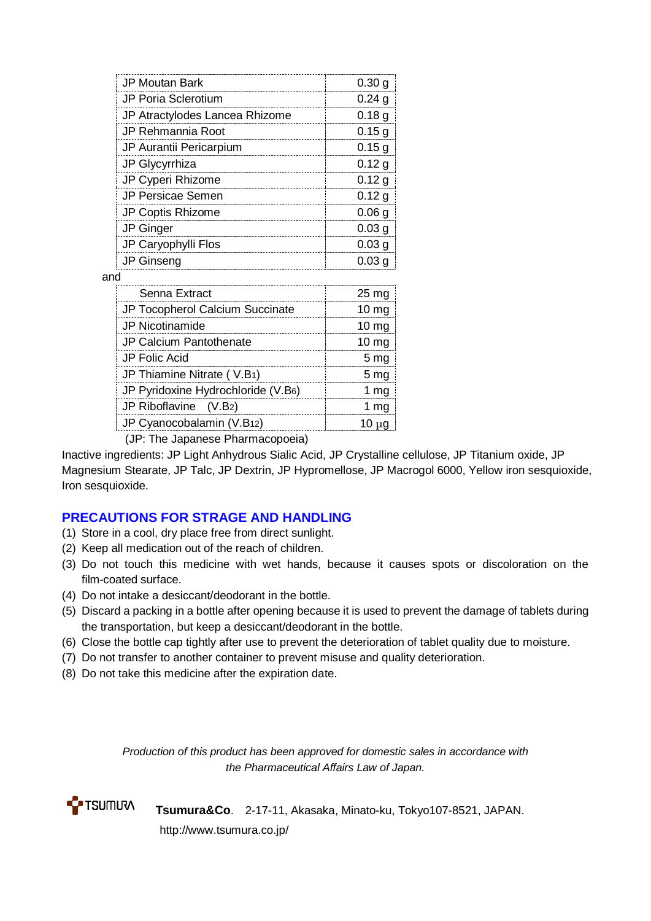| | |
|---|---|
| JP Moutan Bark | 0.30 g |
| JP Poria Sclerotium | 0.24 g |
| JP Atractylodes Lancea Rhizome | 0.18 g |
| JP Rehmannia Root | 0.15 g |
| JP Aurantii Pericarpium | 0.15 g |
| JP Glycyrrhiza | 0.12 g |
| JP Cyperi Rhizome | 0.12 g |
| JP Persicae Semen | 0.12 g |
| JP Coptis Rhizome | 0.06 g |
| JP Ginger | 0.03 g |
| JP Caryophylli Flos | 0.03 g |
| JP Ginseng | 0.03 g |

and

| | |
|---|---|
| Senna Extract | 25 mg |
| JP Tocopherol Calcium Succinate | 10 mg |
| JP Nicotinamide | 10 mg |
| JP Calcium Pantothenate | 10 mg |
| JP Folic Acid | 5 mg |
| JP Thiamine Nitrate ( V.$B_1$) | 5 mg |
| JP Pyridoxine Hydrochloride (V.$B_6$) | 1 mg |
| JP Riboflavine (V.$B_2$) | 1 mg |
| JP Cyanocobalamin (V.$B_{12}$) | 10 µg |

(JP: The Japanese Pharmacopoeia)

Inactive ingredients: JP Light Anhydrous Sialic Acid, JP Crystalline cellulose, JP Titanium oxide, JP Magnesium Stearate, JP Talc, JP Dextrin, JP Hypromellose, JP Macrogol 6000, Yellow iron sesquioxide, Iron sesquioxide.

## PRECAUTIONS FOR STRAGE AND HANDLING

(1) Store in a cool, dry place free from direct sunlight.
(2) Keep all medication out of the reach of children.
(3) Do not touch this medicine with wet hands, because it causes spots or discoloration on the film-coated surface.
(4) Do not intake a desiccant/deodorant in the bottle.
(5) Discard a packing in a bottle after opening because it is used to prevent the damage of tablets during the transportation, but keep a desiccant/deodorant in the bottle.
(6) Close the bottle cap tightly after use to prevent the deterioration of tablet quality due to moisture.
(7) Do not transfer to another container to prevent misuse and quality deterioration.
(8) Do not take this medicine after the expiration date.

*Production of this product has been approved for domestic sales in accordance with the Pharmaceutical Affairs Law of Japan.*

TSUMURA

**Tsumura&Co**. 2-17-11, Akasaka, Minato-ku, Tokyo107-8521, JAPAN.

http://www.tsumura.co.jp/